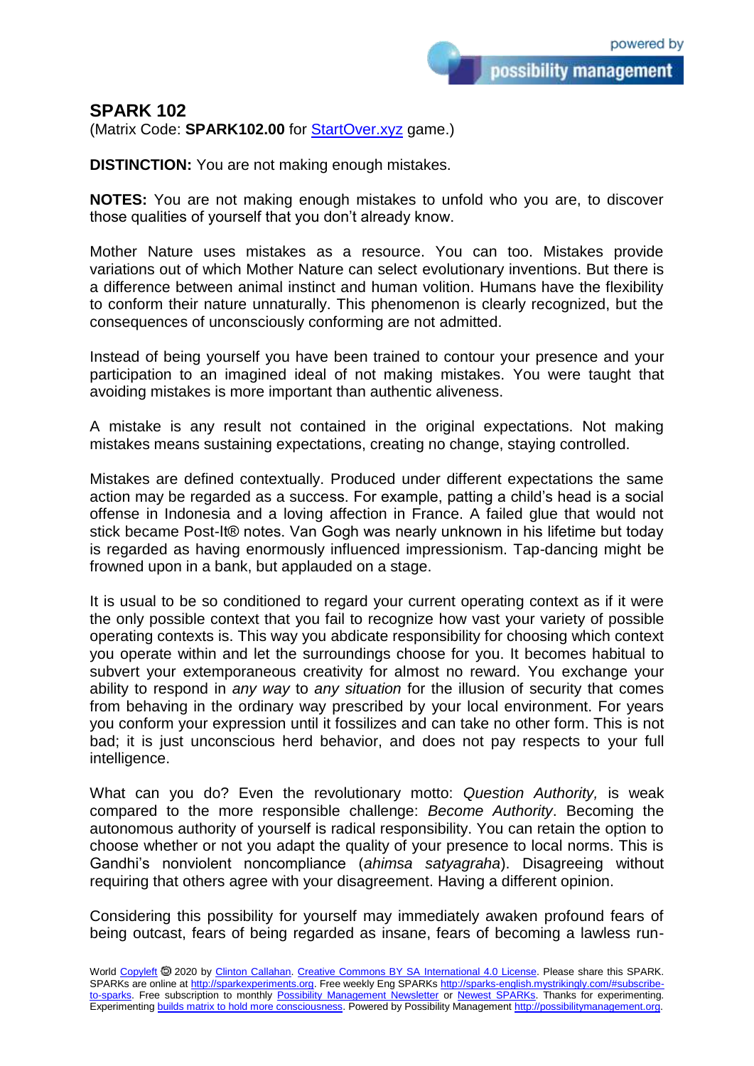# SPARK 102

(Matrix Code: **SPARK102.00** for StartOver.xyz game.)

**DISTINCTION:** You are not making enough mistakes.

**NOTES:** You are not making enough mistakes to unfold who you are, to discover those qualities of yourself that you don't already know.

Mother Nature uses mistakes as a resource. You can too. Mistakes provide variations out of which Mother Nature can select evolutionary inventions. But there is a difference between animal instinct and human volition. Humans have the flexibility to conform their nature unnaturally. This phenomenon is clearly recognized, but the consequences of unconsciously conforming are not admitted.

Instead of being yourself you have been trained to contour your presence and your participation to an imagined ideal of not making mistakes. You were taught that avoiding mistakes is more important than authentic aliveness.

A mistake is any result not contained in the original expectations. Not making mistakes means sustaining expectations, creating no change, staying controlled.

Mistakes are defined contextually. Produced under different expectations the same action may be regarded as a success. For example, patting a child's head is a social offense in Indonesia and a loving affection in France. A failed glue that would not stick became Post-It® notes. Van Gogh was nearly unknown in his lifetime but today is regarded as having enormously influenced impressionism. Tap-dancing might be frowned upon in a bank, but applauded on a stage.

It is usual to be so conditioned to regard your current operating context as if it were the only possible context that you fail to recognize how vast your variety of possible operating contexts is. This way you abdicate responsibility for choosing which context you operate within and let the surroundings choose for you. It becomes habitual to subvert your extemporaneous creativity for almost no reward. You exchange your ability to respond in *any way* to *any situation* for the illusion of security that comes from behaving in the ordinary way prescribed by your local environment. For years you conform your expression until it fossilizes and can take no other form. This is not bad; it is just unconscious herd behavior, and does not pay respects to your full intelligence.

What can you do? Even the revolutionary motto: *Question Authority,* is weak compared to the more responsible challenge: *Become Authority*. Becoming the autonomous authority of yourself is radical responsibility. You can retain the option to choose whether or not you adapt the quality of your presence to local norms. This is Gandhi's nonviolent noncompliance (*ahimsa satyagraha*). Disagreeing without requiring that others agree with your disagreement. Having a different opinion.

Considering this possibility for yourself may immediately awaken profound fears of being outcast, fears of being regarded as insane, fears of becoming a lawless run-

World Copyleft 🄯 2020 by Clinton Callahan. Creative Commons BY SA International 4.0 License. Please share this SPARK. SPARKs are online at http://sparkexperiments.org. Free weekly Eng SPARKs http://sparks-english.mystrikingly.com/#subscribe-to-sparks. Free subscription to monthly Possibility Management Newsletter or Newest SPARKs. Thanks for experimenting. Experimenting builds matrix to hold more consciousness. Powered by Possibility Management http://possibilitymanagement.org.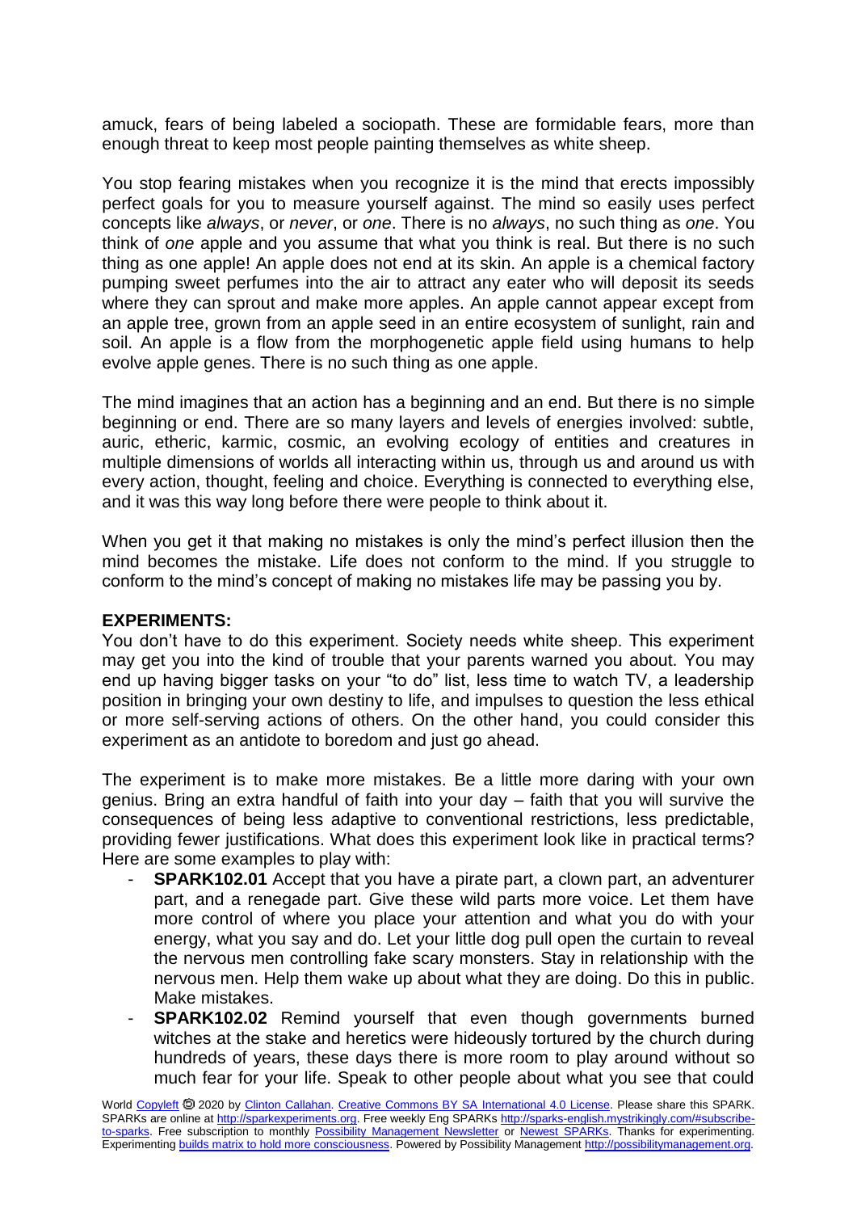amuck, fears of being labeled a sociopath. These are formidable fears, more than enough threat to keep most people painting themselves as white sheep.

You stop fearing mistakes when you recognize it is the mind that erects impossibly perfect goals for you to measure yourself against. The mind so easily uses perfect concepts like *always*, or *never*, or *one*. There is no *always*, no such thing as *one*. You think of *one* apple and you assume that what you think is real. But there is no such thing as one apple! An apple does not end at its skin. An apple is a chemical factory pumping sweet perfumes into the air to attract any eater who will deposit its seeds where they can sprout and make more apples. An apple cannot appear except from an apple tree, grown from an apple seed in an entire ecosystem of sunlight, rain and soil. An apple is a flow from the morphogenetic apple field using humans to help evolve apple genes. There is no such thing as one apple.

The mind imagines that an action has a beginning and an end. But there is no simple beginning or end. There are so many layers and levels of energies involved: subtle, auric, etheric, karmic, cosmic, an evolving ecology of entities and creatures in multiple dimensions of worlds all interacting within us, through us and around us with every action, thought, feeling and choice. Everything is connected to everything else, and it was this way long before there were people to think about it.

When you get it that making no mistakes is only the mind's perfect illusion then the mind becomes the mistake. Life does not conform to the mind. If you struggle to conform to the mind's concept of making no mistakes life may be passing you by.

**EXPERIMENTS:**

You don't have to do this experiment. Society needs white sheep. This experiment may get you into the kind of trouble that your parents warned you about. You may end up having bigger tasks on your "to do" list, less time to watch TV, a leadership position in bringing your own destiny to life, and impulses to question the less ethical or more self-serving actions of others. On the other hand, you could consider this experiment as an antidote to boredom and just go ahead.

The experiment is to make more mistakes. Be a little more daring with your own genius. Bring an extra handful of faith into your day – faith that you will survive the consequences of being less adaptive to conventional restrictions, less predictable, providing fewer justifications. What does this experiment look like in practical terms? Here are some examples to play with:

- **SPARK102.01** Accept that you have a pirate part, a clown part, an adventurer part, and a renegade part. Give these wild parts more voice. Let them have more control of where you place your attention and what you do with your energy, what you say and do. Let your little dog pull open the curtain to reveal the nervous men controlling fake scary monsters. Stay in relationship with the nervous men. Help them wake up about what they are doing. Do this in public. Make mistakes.
- **SPARK102.02** Remind yourself that even though governments burned witches at the stake and heretics were hideously tortured by the church during hundreds of years, these days there is more room to play around without so much fear for your life. Speak to other people about what you see that could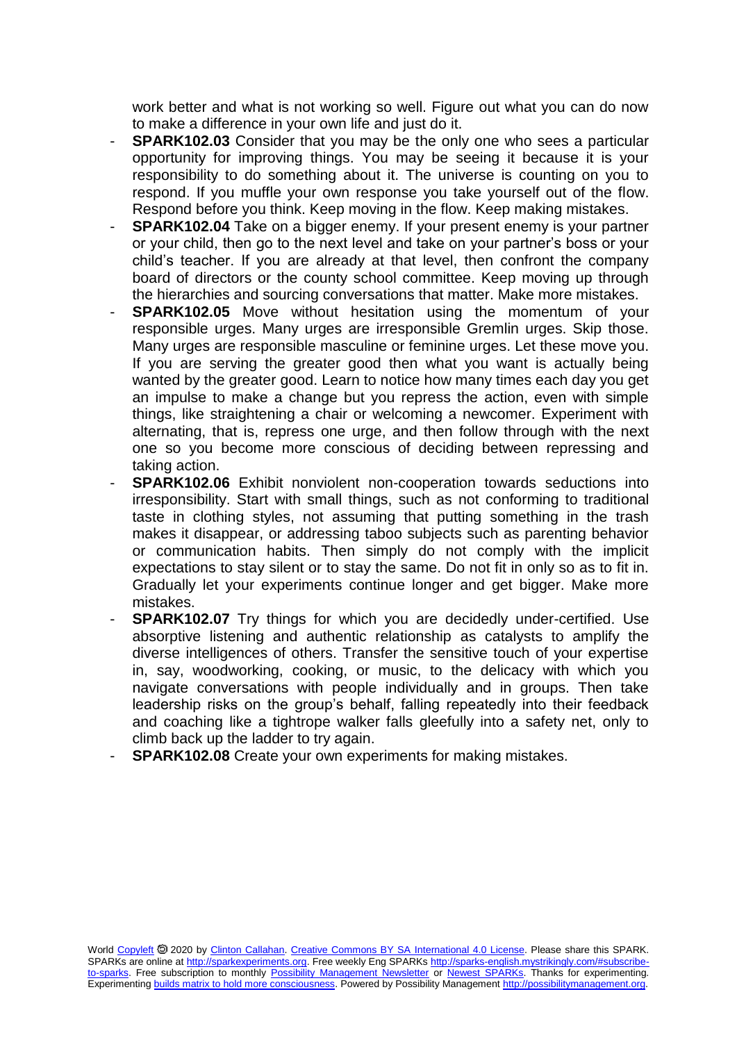work better and what is not working so well. Figure out what you can do now to make a difference in your own life and just do it.

- **SPARK102.03** Consider that you may be the only one who sees a particular opportunity for improving things. You may be seeing it because it is your responsibility to do something about it. The universe is counting on you to respond. If you muffle your own response you take yourself out of the flow. Respond before you think. Keep moving in the flow. Keep making mistakes.
- **SPARK102.04** Take on a bigger enemy. If your present enemy is your partner or your child, then go to the next level and take on your partner's boss or your child's teacher. If you are already at that level, then confront the company board of directors or the county school committee. Keep moving up through the hierarchies and sourcing conversations that matter. Make more mistakes.
- **SPARK102.05** Move without hesitation using the momentum of your responsible urges. Many urges are irresponsible Gremlin urges. Skip those. Many urges are responsible masculine or feminine urges. Let these move you. If you are serving the greater good then what you want is actually being wanted by the greater good. Learn to notice how many times each day you get an impulse to make a change but you repress the action, even with simple things, like straightening a chair or welcoming a newcomer. Experiment with alternating, that is, repress one urge, and then follow through with the next one so you become more conscious of deciding between repressing and taking action.
- **SPARK102.06** Exhibit nonviolent non-cooperation towards seductions into irresponsibility. Start with small things, such as not conforming to traditional taste in clothing styles, not assuming that putting something in the trash makes it disappear, or addressing taboo subjects such as parenting behavior or communication habits. Then simply do not comply with the implicit expectations to stay silent or to stay the same. Do not fit in only so as to fit in. Gradually let your experiments continue longer and get bigger. Make more mistakes.
- **SPARK102.07** Try things for which you are decidedly under-certified. Use absorptive listening and authentic relationship as catalysts to amplify the diverse intelligences of others. Transfer the sensitive touch of your expertise in, say, woodworking, cooking, or music, to the delicacy with which you navigate conversations with people individually and in groups. Then take leadership risks on the group's behalf, falling repeatedly into their feedback and coaching like a tightrope walker falls gleefully into a safety net, only to climb back up the ladder to try again.
- **SPARK102.08** Create your own experiments for making mistakes.